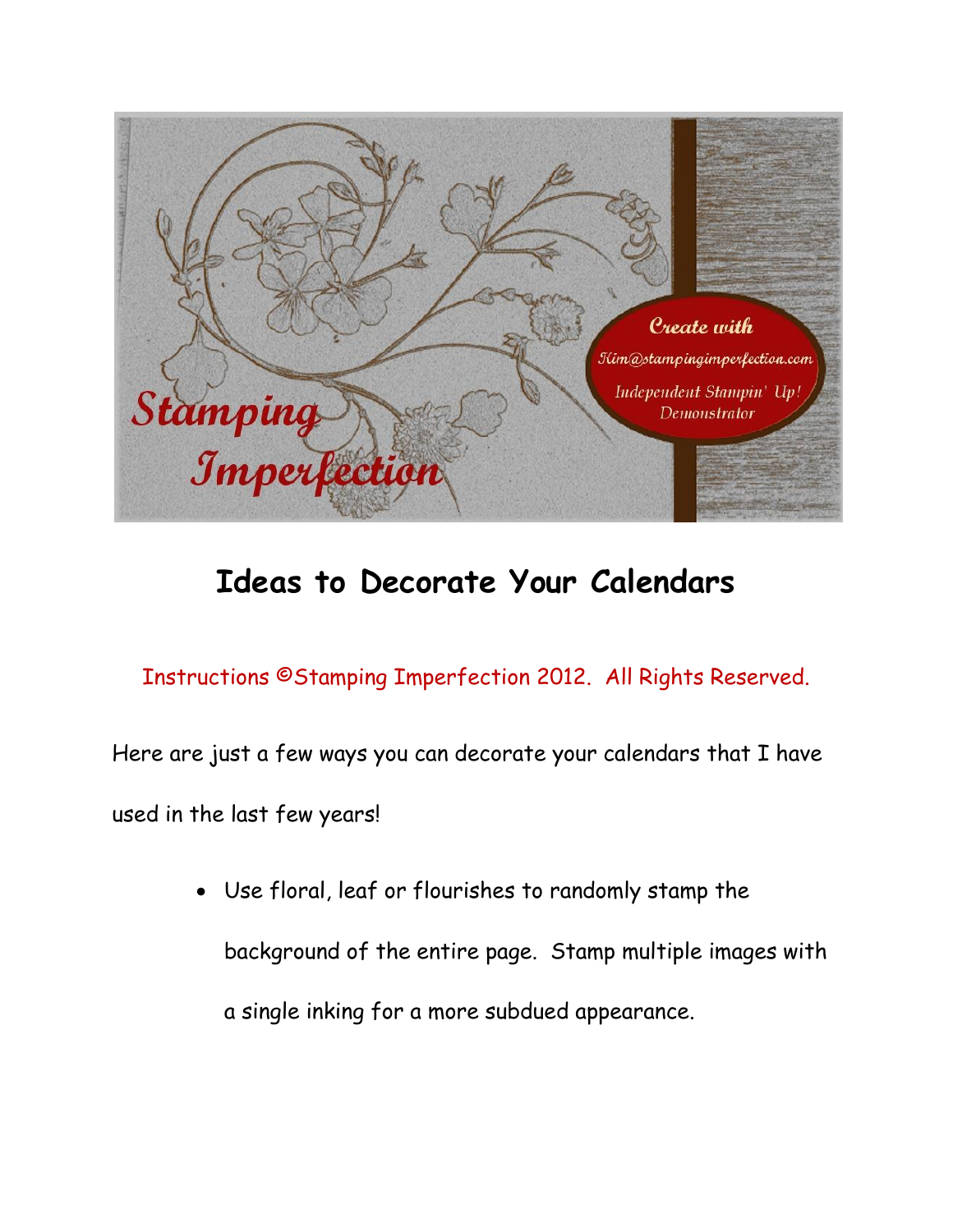Stamping Imperfection

Create with

Kim@stampingimperfection.com

Independent Stampin' Up! Demonstrator

# Ideas to Decorate Your Calendars

Instructions ©Stamping Imperfection 2012. All Rights Reserved.

Here are just a few ways you can decorate your calendars that I have used in the last few years!

- Use floral, leaf or flourishes to randomly stamp the background of the entire page. Stamp multiple images with a single inking for a more subdued appearance.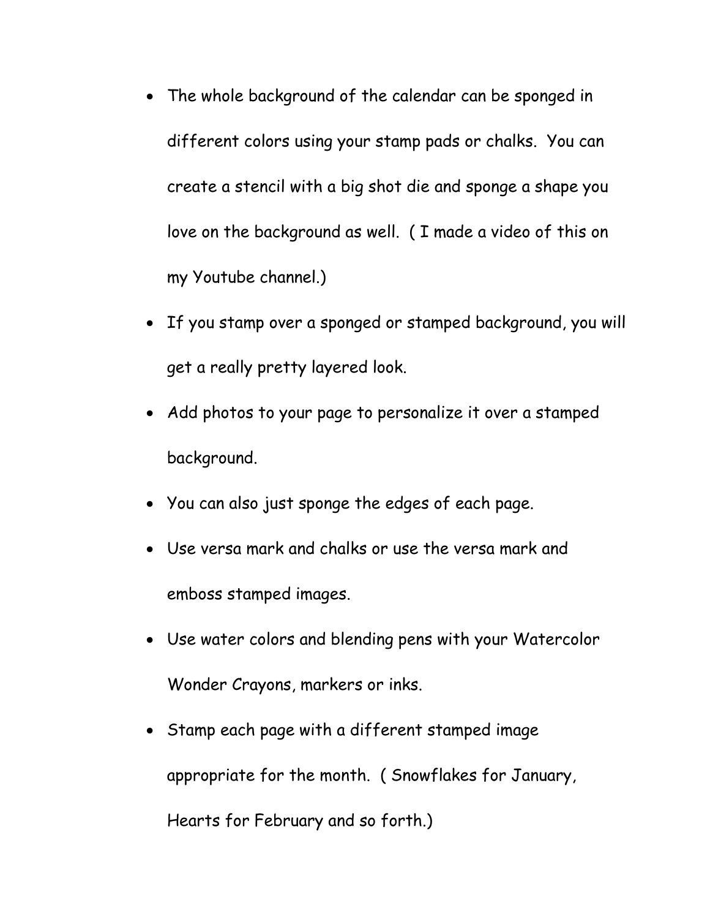- The whole background of the calendar can be sponged in different colors using your stamp pads or chalks. You can create a stencil with a big shot die and sponge a shape you love on the background as well. ( I made a video of this on my Youtube channel.)
- If you stamp over a sponged or stamped background, you will get a really pretty layered look.
- Add photos to your page to personalize it over a stamped background.
- You can also just sponge the edges of each page.
- Use versa mark and chalks or use the versa mark and emboss stamped images.
- Use water colors and blending pens with your Watercolor Wonder Crayons, markers or inks.
- Stamp each page with a different stamped image appropriate for the month. ( Snowflakes for January, Hearts for February and so forth.)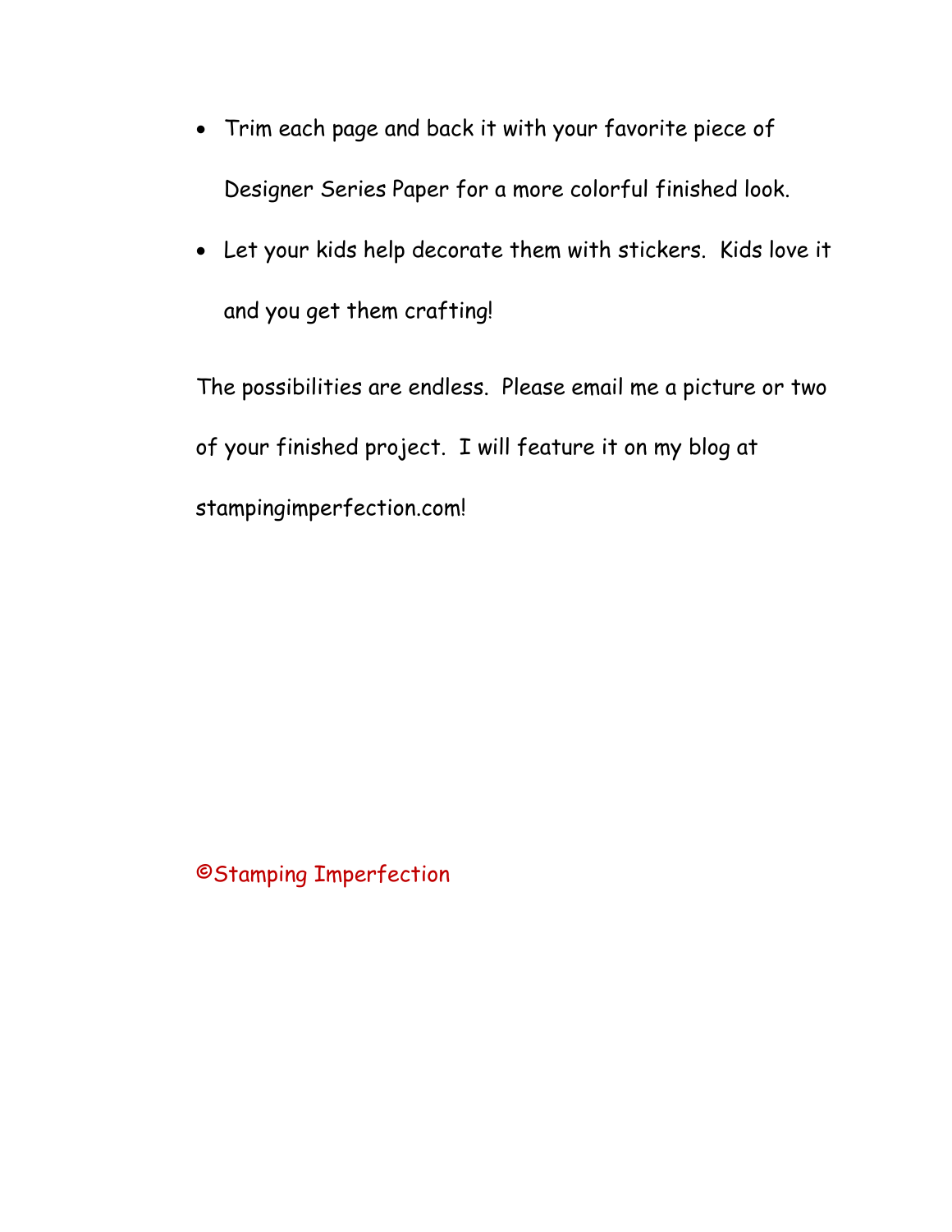- Trim each page and back it with your favorite piece of Designer Series Paper for a more colorful finished look.
- Let your kids help decorate them with stickers. Kids love it and you get them crafting!

The possibilities are endless. Please email me a picture or two of your finished project. I will feature it on my blog at stampingimperfection.com!

©Stamping Imperfection